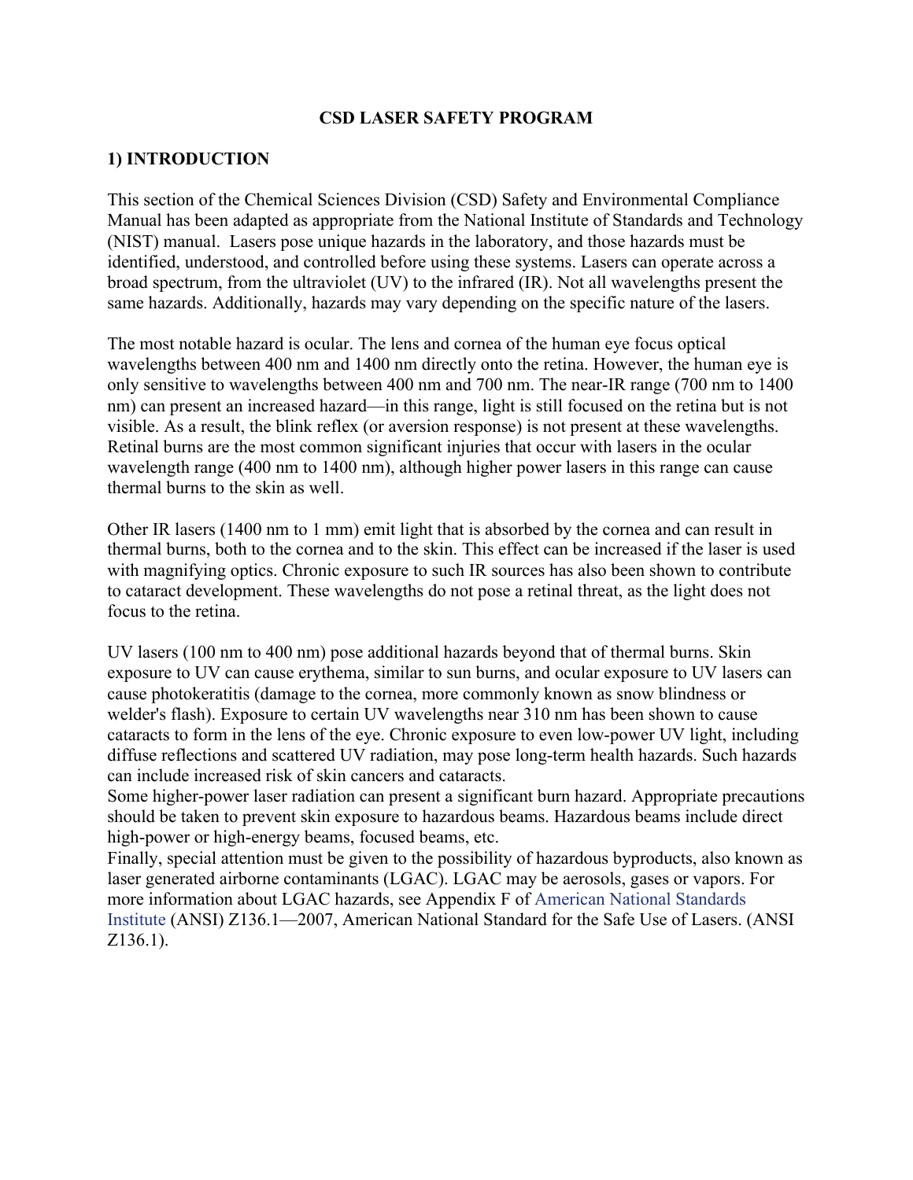# CSD LASER SAFETY PROGRAM

## 1) INTRODUCTION

This section of the Chemical Sciences Division (CSD) Safety and Environmental Compliance Manual has been adapted as appropriate from the National Institute of Standards and Technology (NIST) manual. Lasers pose unique hazards in the laboratory, and those hazards must be identified, understood, and controlled before using these systems. Lasers can operate across a broad spectrum, from the ultraviolet (UV) to the infrared (IR). Not all wavelengths present the same hazards. Additionally, hazards may vary depending on the specific nature of the lasers.

The most notable hazard is ocular. The lens and cornea of the human eye focus optical wavelengths between 400 nm and 1400 nm directly onto the retina. However, the human eye is only sensitive to wavelengths between 400 nm and 700 nm. The near-IR range (700 nm to 1400 nm) can present an increased hazard—in this range, light is still focused on the retina but is not visible. As a result, the blink reflex (or aversion response) is not present at these wavelengths. Retinal burns are the most common significant injuries that occur with lasers in the ocular wavelength range (400 nm to 1400 nm), although higher power lasers in this range can cause thermal burns to the skin as well.

Other IR lasers (1400 nm to 1 mm) emit light that is absorbed by the cornea and can result in thermal burns, both to the cornea and to the skin. This effect can be increased if the laser is used with magnifying optics. Chronic exposure to such IR sources has also been shown to contribute to cataract development. These wavelengths do not pose a retinal threat, as the light does not focus to the retina.

UV lasers (100 nm to 400 nm) pose additional hazards beyond that of thermal burns. Skin exposure to UV can cause erythema, similar to sun burns, and ocular exposure to UV lasers can cause photokeratitis (damage to the cornea, more commonly known as snow blindness or welder's flash). Exposure to certain UV wavelengths near 310 nm has been shown to cause cataracts to form in the lens of the eye. Chronic exposure to even low-power UV light, including diffuse reflections and scattered UV radiation, may pose long-term health hazards. Such hazards can include increased risk of skin cancers and cataracts.

Some higher-power laser radiation can present a significant burn hazard. Appropriate precautions should be taken to prevent skin exposure to hazardous beams. Hazardous beams include direct high-power or high-energy beams, focused beams, etc.

Finally, special attention must be given to the possibility of hazardous byproducts, also known as laser generated airborne contaminants (LGAC). LGAC may be aerosols, gases or vapors. For more information about LGAC hazards, see Appendix F of American National Standards Institute (ANSI) Z136.1—2007, American National Standard for the Safe Use of Lasers. (ANSI Z136.1).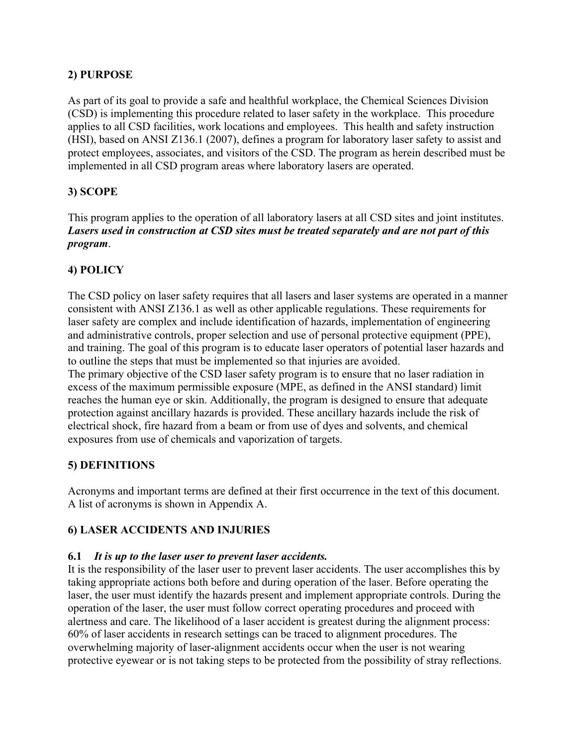## 2) PURPOSE

As part of its goal to provide a safe and healthful workplace, the Chemical Sciences Division (CSD) is implementing this procedure related to laser safety in the workplace. This procedure applies to all CSD facilities, work locations and employees. This health and safety instruction (HSI), based on ANSI Z136.1 (2007), defines a program for laboratory laser safety to assist and protect employees, associates, and visitors of the CSD. The program as herein described must be implemented in all CSD program areas where laboratory lasers are operated.

## 3) SCOPE

This program applies to the operation of all laboratory lasers at all CSD sites and joint institutes. ***Lasers used in construction at CSD sites must be treated separately and are not part of this program***.

## 4) POLICY

The CSD policy on laser safety requires that all lasers and laser systems are operated in a manner consistent with ANSI Z136.1 as well as other applicable regulations. These requirements for laser safety are complex and include identification of hazards, implementation of engineering and administrative controls, proper selection and use of personal protective equipment (PPE), and training. The goal of this program is to educate laser operators of potential laser hazards and to outline the steps that must be implemented so that injuries are avoided.
The primary objective of the CSD laser safety program is to ensure that no laser radiation in excess of the maximum permissible exposure (MPE, as defined in the ANSI standard) limit reaches the human eye or skin. Additionally, the program is designed to ensure that adequate protection against ancillary hazards is provided. These ancillary hazards include the risk of electrical shock, fire hazard from a beam or from use of dyes and solvents, and chemical exposures from use of chemicals and vaporization of targets.

## 5) DEFINITIONS

Acronyms and important terms are defined at their first occurrence in the text of this document. A list of acronyms is shown in Appendix A.

## 6) LASER ACCIDENTS AND INJURIES

### 6.1 *It is up to the laser user to prevent laser accidents.*

It is the responsibility of the laser user to prevent laser accidents. The user accomplishes this by taking appropriate actions both before and during operation of the laser. Before operating the laser, the user must identify the hazards present and implement appropriate controls. During the operation of the laser, the user must follow correct operating procedures and proceed with alertness and care. The likelihood of a laser accident is greatest during the alignment process: 60% of laser accidents in research settings can be traced to alignment procedures. The overwhelming majority of laser-alignment accidents occur when the user is not wearing protective eyewear or is not taking steps to be protected from the possibility of stray reflections.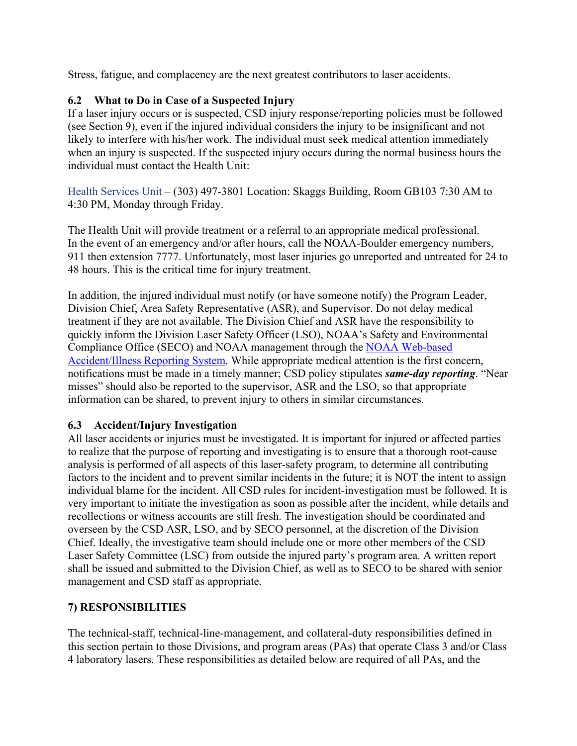Stress, fatigue, and complacency are the next greatest contributors to laser accidents.

### 6.2 What to Do in Case of a Suspected Injury

If a laser injury occurs or is suspected, CSD injury response/reporting policies must be followed (see Section 9), even if the injured individual considers the injury to be insignificant and not likely to interfere with his/her work. The individual must seek medical attention immediately when an injury is suspected. If the suspected injury occurs during the normal business hours the individual must contact the Health Unit:

Health Services Unit – (303) 497-3801 Location: Skaggs Building, Room GB103 7:30 AM to 4:30 PM, Monday through Friday.

The Health Unit will provide treatment or a referral to an appropriate medical professional. In the event of an emergency and/or after hours, call the NOAA-Boulder emergency numbers, 911 then extension 7777. Unfortunately, most laser injuries go unreported and untreated for 24 to 48 hours. This is the critical time for injury treatment.

In addition, the injured individual must notify (or have someone notify) the Program Leader, Division Chief, Area Safety Representative (ASR), and Supervisor. Do not delay medical treatment if they are not available. The Division Chief and ASR have the responsibility to quickly inform the Division Laser Safety Officer (LSO), NOAA's Safety and Environmental Compliance Office (SECO) and NOAA management through the NOAA Web-based Accident/Illness Reporting System. While appropriate medical attention is the first concern, notifications must be made in a timely manner; CSD policy stipulates ***same-day reporting***. "Near misses" should also be reported to the supervisor, ASR and the LSO, so that appropriate information can be shared, to prevent injury to others in similar circumstances.

### 6.3 Accident/Injury Investigation

All laser accidents or injuries must be investigated. It is important for injured or affected parties to realize that the purpose of reporting and investigating is to ensure that a thorough root-cause analysis is performed of all aspects of this laser-safety program, to determine all contributing factors to the incident and to prevent similar incidents in the future; it is NOT the intent to assign individual blame for the incident. All CSD rules for incident-investigation must be followed. It is very important to initiate the investigation as soon as possible after the incident, while details and recollections or witness accounts are still fresh. The investigation should be coordinated and overseen by the CSD ASR, LSO, and by SECO personnel, at the discretion of the Division Chief. Ideally, the investigative team should include one or more other members of the CSD Laser Safety Committee (LSC) from outside the injured party's program area. A written report shall be issued and submitted to the Division Chief, as well as to SECO to be shared with senior management and CSD staff as appropriate.

## 7) RESPONSIBILITIES

The technical-staff, technical-line-management, and collateral-duty responsibilities defined in this section pertain to those Divisions, and program areas (PAs) that operate Class 3 and/or Class 4 laboratory lasers. These responsibilities as detailed below are required of all PAs, and the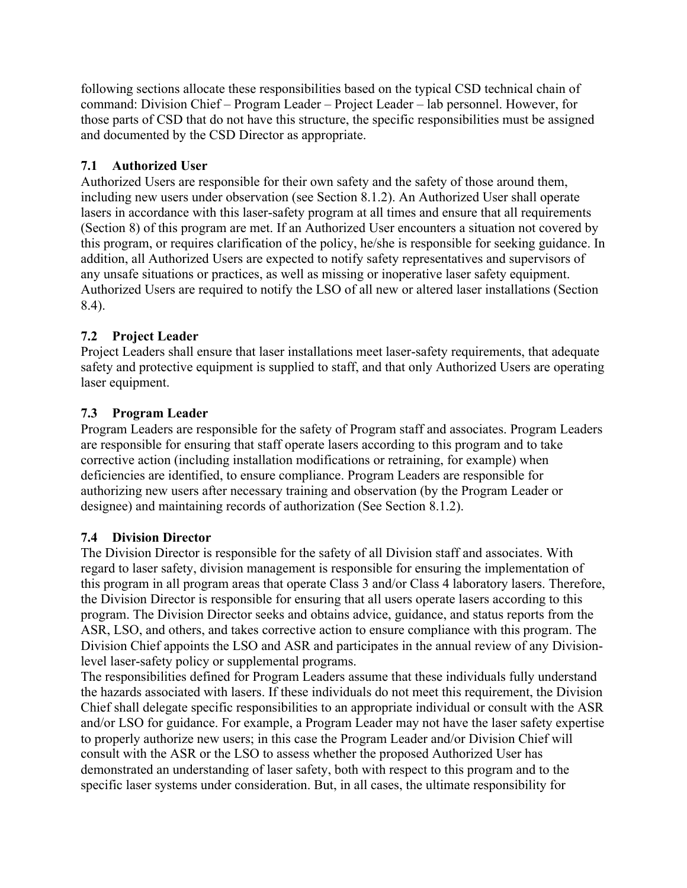following sections allocate these responsibilities based on the typical CSD technical chain of command: Division Chief – Program Leader – Project Leader – lab personnel. However, for those parts of CSD that do not have this structure, the specific responsibilities must be assigned and documented by the CSD Director as appropriate.

### 7.1 Authorized User

Authorized Users are responsible for their own safety and the safety of those around them, including new users under observation (see Section 8.1.2). An Authorized User shall operate lasers in accordance with this laser-safety program at all times and ensure that all requirements (Section 8) of this program are met. If an Authorized User encounters a situation not covered by this program, or requires clarification of the policy, he/she is responsible for seeking guidance. In addition, all Authorized Users are expected to notify safety representatives and supervisors of any unsafe situations or practices, as well as missing or inoperative laser safety equipment. Authorized Users are required to notify the LSO of all new or altered laser installations (Section 8.4).

### 7.2 Project Leader

Project Leaders shall ensure that laser installations meet laser-safety requirements, that adequate safety and protective equipment is supplied to staff, and that only Authorized Users are operating laser equipment.

### 7.3 Program Leader

Program Leaders are responsible for the safety of Program staff and associates. Program Leaders are responsible for ensuring that staff operate lasers according to this program and to take corrective action (including installation modifications or retraining, for example) when deficiencies are identified, to ensure compliance. Program Leaders are responsible for authorizing new users after necessary training and observation (by the Program Leader or designee) and maintaining records of authorization (See Section 8.1.2).

### 7.4 Division Director

The Division Director is responsible for the safety of all Division staff and associates. With regard to laser safety, division management is responsible for ensuring the implementation of this program in all program areas that operate Class 3 and/or Class 4 laboratory lasers. Therefore, the Division Director is responsible for ensuring that all users operate lasers according to this program. The Division Director seeks and obtains advice, guidance, and status reports from the ASR, LSO, and others, and takes corrective action to ensure compliance with this program. The Division Chief appoints the LSO and ASR and participates in the annual review of any Division-level laser-safety policy or supplemental programs.

The responsibilities defined for Program Leaders assume that these individuals fully understand the hazards associated with lasers. If these individuals do not meet this requirement, the Division Chief shall delegate specific responsibilities to an appropriate individual or consult with the ASR and/or LSO for guidance. For example, a Program Leader may not have the laser safety expertise to properly authorize new users; in this case the Program Leader and/or Division Chief will consult with the ASR or the LSO to assess whether the proposed Authorized User has demonstrated an understanding of laser safety, both with respect to this program and to the specific laser systems under consideration. But, in all cases, the ultimate responsibility for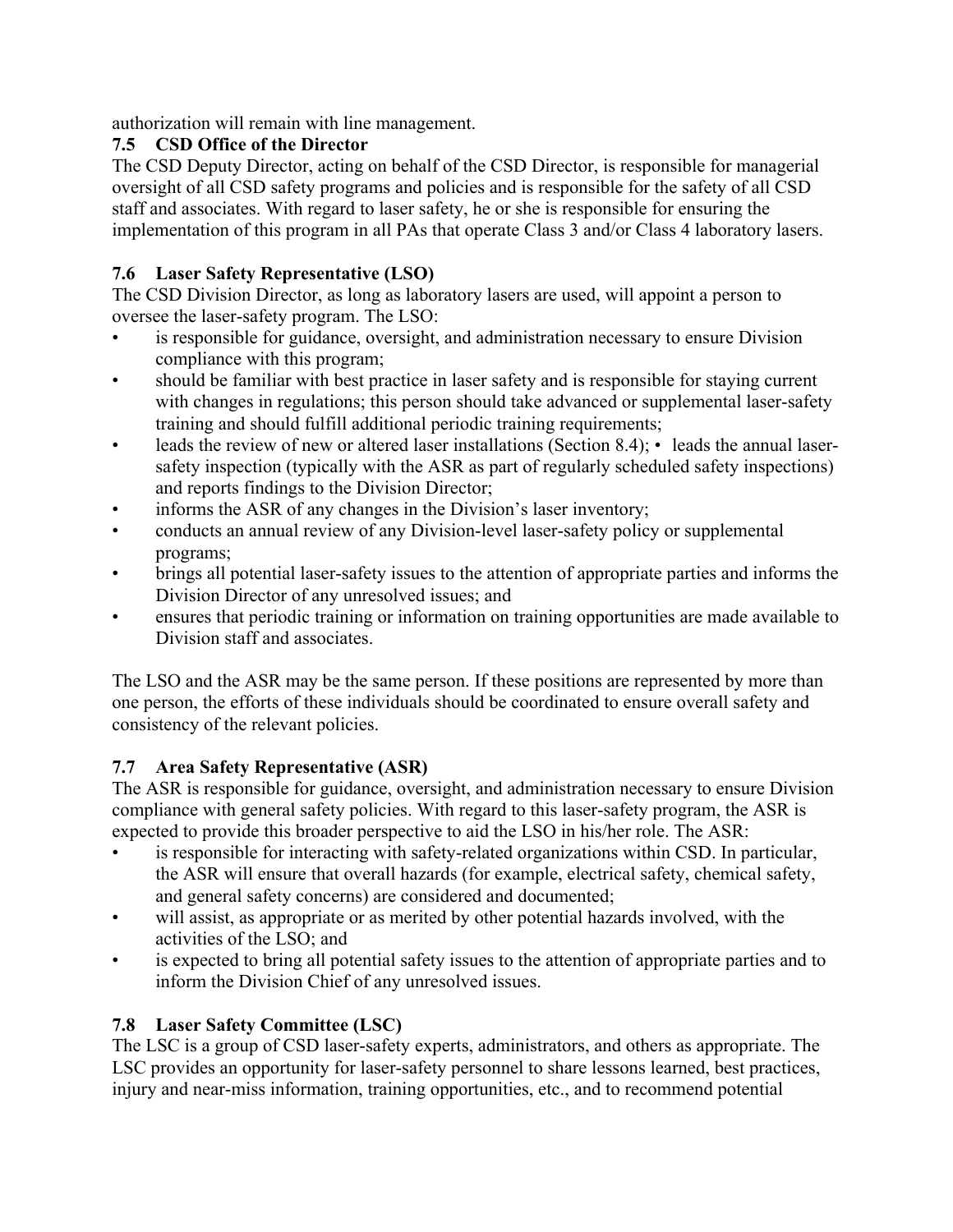authorization will remain with line management.

### 7.5 CSD Office of the Director

The CSD Deputy Director, acting on behalf of the CSD Director, is responsible for managerial oversight of all CSD safety programs and policies and is responsible for the safety of all CSD staff and associates. With regard to laser safety, he or she is responsible for ensuring the implementation of this program in all PAs that operate Class 3 and/or Class 4 laboratory lasers.

### 7.6 Laser Safety Representative (LSO)

The CSD Division Director, as long as laboratory lasers are used, will appoint a person to oversee the laser-safety program. The LSO:

- is responsible for guidance, oversight, and administration necessary to ensure Division compliance with this program;
- should be familiar with best practice in laser safety and is responsible for staying current with changes in regulations; this person should take advanced or supplemental laser-safety training and should fulfill additional periodic training requirements;
- leads the review of new or altered laser installations (Section 8.4); • leads the annual laser-safety inspection (typically with the ASR as part of regularly scheduled safety inspections) and reports findings to the Division Director;
- informs the ASR of any changes in the Division's laser inventory;
- conducts an annual review of any Division-level laser-safety policy or supplemental programs;
- brings all potential laser-safety issues to the attention of appropriate parties and informs the Division Director of any unresolved issues; and
- ensures that periodic training or information on training opportunities are made available to Division staff and associates.

The LSO and the ASR may be the same person. If these positions are represented by more than one person, the efforts of these individuals should be coordinated to ensure overall safety and consistency of the relevant policies.

### 7.7 Area Safety Representative (ASR)

The ASR is responsible for guidance, oversight, and administration necessary to ensure Division compliance with general safety policies. With regard to this laser-safety program, the ASR is expected to provide this broader perspective to aid the LSO in his/her role. The ASR:

- is responsible for interacting with safety-related organizations within CSD. In particular, the ASR will ensure that overall hazards (for example, electrical safety, chemical safety, and general safety concerns) are considered and documented;
- will assist, as appropriate or as merited by other potential hazards involved, with the activities of the LSO; and
- is expected to bring all potential safety issues to the attention of appropriate parties and to inform the Division Chief of any unresolved issues.

### 7.8 Laser Safety Committee (LSC)

The LSC is a group of CSD laser-safety experts, administrators, and others as appropriate. The LSC provides an opportunity for laser-safety personnel to share lessons learned, best practices, injury and near-miss information, training opportunities, etc., and to recommend potential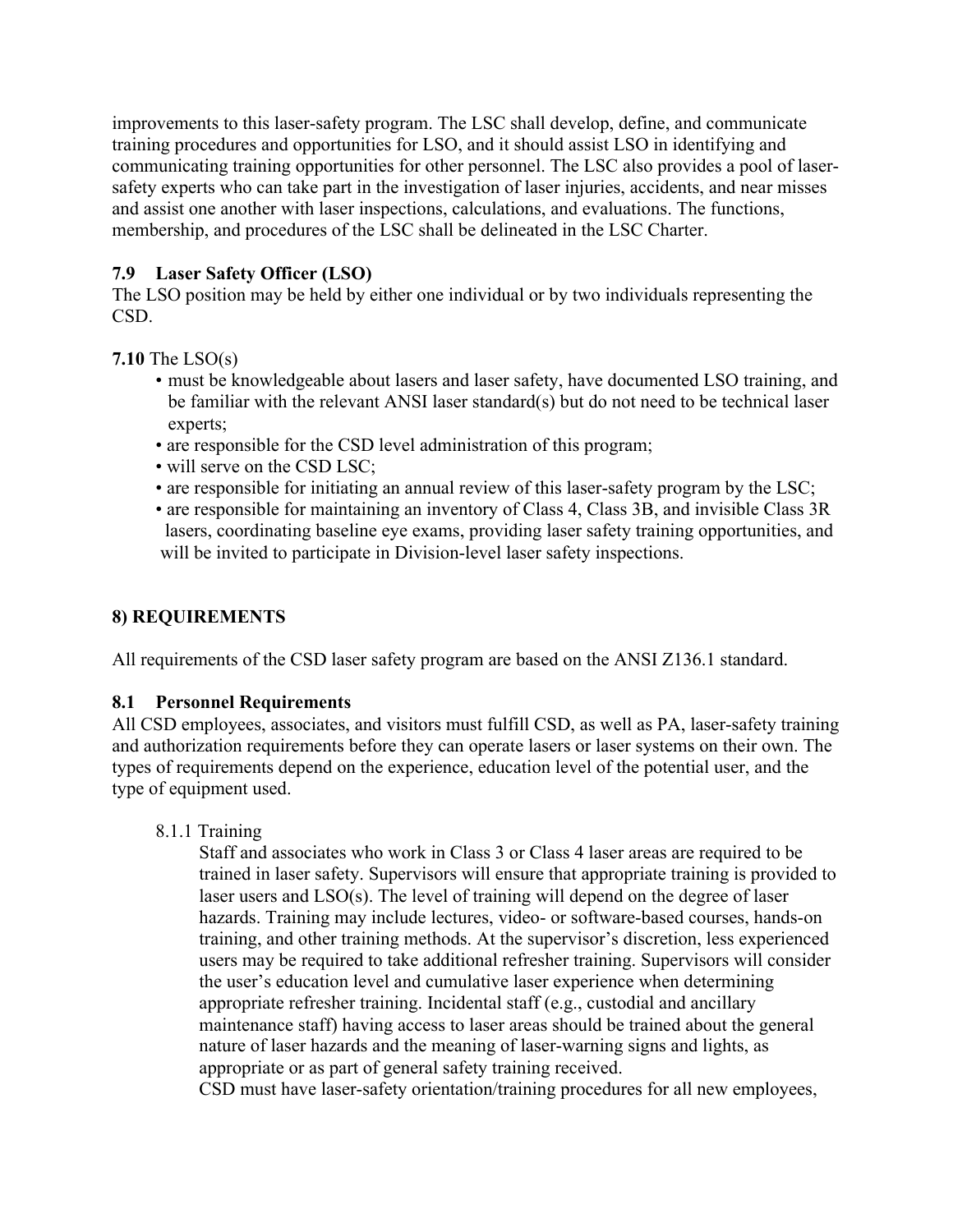improvements to this laser-safety program. The LSC shall develop, define, and communicate training procedures and opportunities for LSO, and it should assist LSO in identifying and communicating training opportunities for other personnel. The LSC also provides a pool of laser-safety experts who can take part in the investigation of laser injuries, accidents, and near misses and assist one another with laser inspections, calculations, and evaluations. The functions, membership, and procedures of the LSC shall be delineated in the LSC Charter.

### 7.9 Laser Safety Officer (LSO)

The LSO position may be held by either one individual or by two individuals representing the CSD.

**7.10** The LSO(s)

- must be knowledgeable about lasers and laser safety, have documented LSO training, and be familiar with the relevant ANSI laser standard(s) but do not need to be technical laser experts;
- are responsible for the CSD level administration of this program;
- will serve on the CSD LSC;
- are responsible for initiating an annual review of this laser-safety program by the LSC;
- are responsible for maintaining an inventory of Class 4, Class 3B, and invisible Class 3R lasers, coordinating baseline eye exams, providing laser safety training opportunities, and will be invited to participate in Division-level laser safety inspections.

## 8) REQUIREMENTS

All requirements of the CSD laser safety program are based on the ANSI Z136.1 standard.

### 8.1 Personnel Requirements

All CSD employees, associates, and visitors must fulfill CSD, as well as PA, laser-safety training and authorization requirements before they can operate lasers or laser systems on their own. The types of requirements depend on the experience, education level of the potential user, and the type of equipment used.

8.1.1 Training

Staff and associates who work in Class 3 or Class 4 laser areas are required to be trained in laser safety. Supervisors will ensure that appropriate training is provided to laser users and LSO(s). The level of training will depend on the degree of laser hazards. Training may include lectures, video- or software-based courses, hands-on training, and other training methods. At the supervisor's discretion, less experienced users may be required to take additional refresher training. Supervisors will consider the user's education level and cumulative laser experience when determining appropriate refresher training. Incidental staff (e.g., custodial and ancillary maintenance staff) having access to laser areas should be trained about the general nature of laser hazards and the meaning of laser-warning signs and lights, as appropriate or as part of general safety training received.

CSD must have laser-safety orientation/training procedures for all new employees,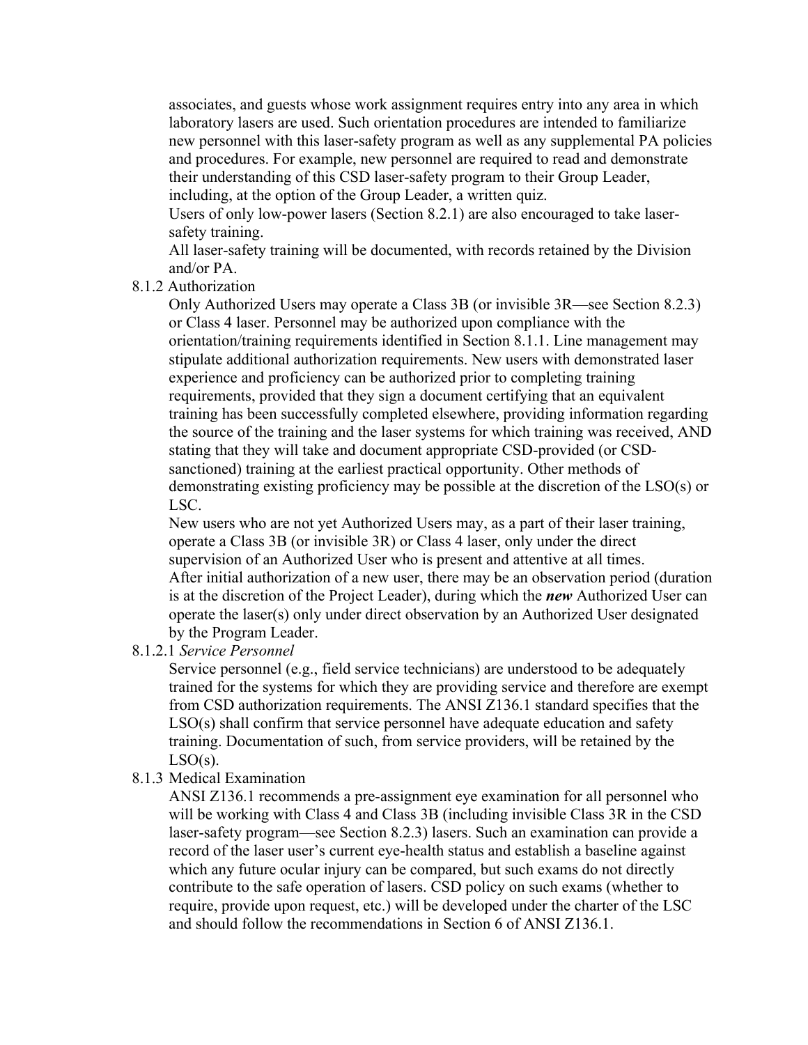associates, and guests whose work assignment requires entry into any area in which laboratory lasers are used. Such orientation procedures are intended to familiarize new personnel with this laser-safety program as well as any supplemental PA policies and procedures. For example, new personnel are required to read and demonstrate their understanding of this CSD laser-safety program to their Group Leader, including, at the option of the Group Leader, a written quiz.

Users of only low-power lasers (Section 8.2.1) are also encouraged to take laser-safety training.

All laser-safety training will be documented, with records retained by the Division and/or PA.

8.1.2 Authorization

Only Authorized Users may operate a Class 3B (or invisible 3R—see Section 8.2.3) or Class 4 laser. Personnel may be authorized upon compliance with the orientation/training requirements identified in Section 8.1.1. Line management may stipulate additional authorization requirements. New users with demonstrated laser experience and proficiency can be authorized prior to completing training requirements, provided that they sign a document certifying that an equivalent training has been successfully completed elsewhere, providing information regarding the source of the training and the laser systems for which training was received, AND stating that they will take and document appropriate CSD-provided (or CSD-sanctioned) training at the earliest practical opportunity. Other methods of demonstrating existing proficiency may be possible at the discretion of the LSO(s) or LSC.

New users who are not yet Authorized Users may, as a part of their laser training, operate a Class 3B (or invisible 3R) or Class 4 laser, only under the direct supervision of an Authorized User who is present and attentive at all times.

After initial authorization of a new user, there may be an observation period (duration is at the discretion of the Project Leader), during which the ***new*** Authorized User can operate the laser(s) only under direct observation by an Authorized User designated by the Program Leader.

8.1.2.1 *Service Personnel*

Service personnel (e.g., field service technicians) are understood to be adequately trained for the systems for which they are providing service and therefore are exempt from CSD authorization requirements. The ANSI Z136.1 standard specifies that the LSO(s) shall confirm that service personnel have adequate education and safety training. Documentation of such, from service providers, will be retained by the LSO(s).

8.1.3 Medical Examination

ANSI Z136.1 recommends a pre-assignment eye examination for all personnel who will be working with Class 4 and Class 3B (including invisible Class 3R in the CSD laser-safety program—see Section 8.2.3) lasers. Such an examination can provide a record of the laser user's current eye-health status and establish a baseline against which any future ocular injury can be compared, but such exams do not directly contribute to the safe operation of lasers. CSD policy on such exams (whether to require, provide upon request, etc.) will be developed under the charter of the LSC and should follow the recommendations in Section 6 of ANSI Z136.1.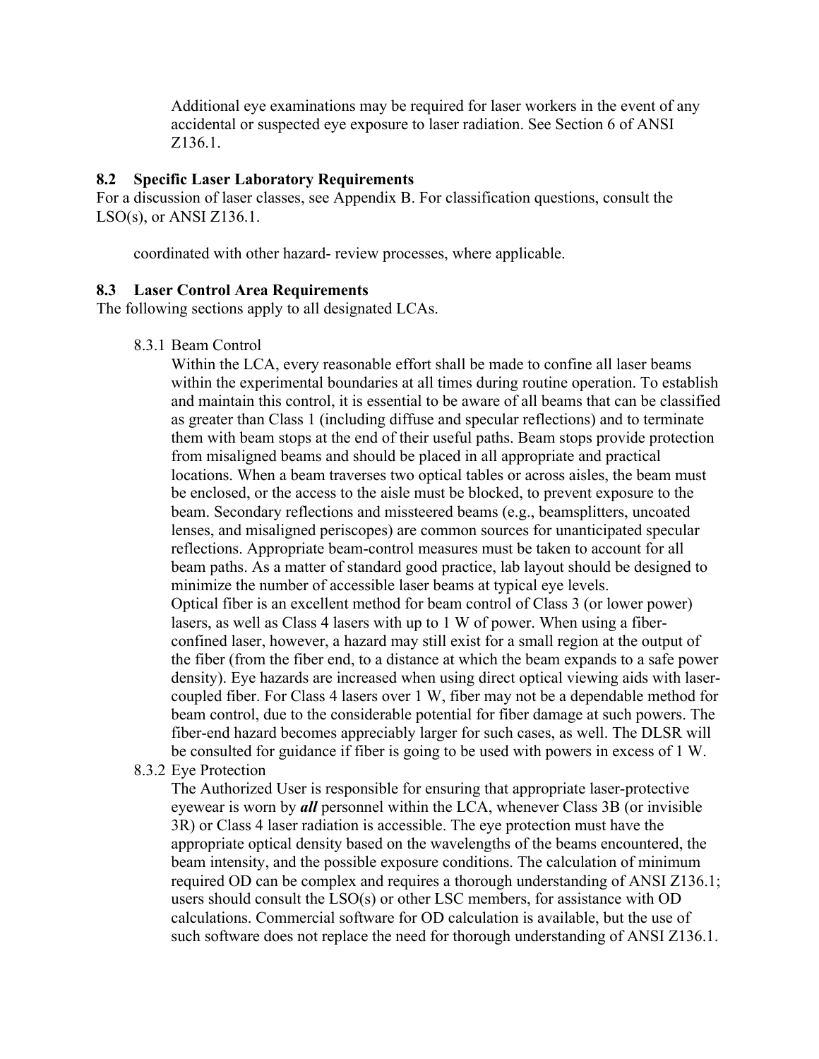Additional eye examinations may be required for laser workers in the event of any accidental or suspected eye exposure to laser radiation. See Section 6 of ANSI Z136.1.

### 8.2 Specific Laser Laboratory Requirements

For a discussion of laser classes, see Appendix B. For classification questions, consult the LSO(s), or ANSI Z136.1.

coordinated with other hazard- review processes, where applicable.

### 8.3 Laser Control Area Requirements

The following sections apply to all designated LCAs.

8.3.1 Beam Control

Within the LCA, every reasonable effort shall be made to confine all laser beams within the experimental boundaries at all times during routine operation. To establish and maintain this control, it is essential to be aware of all beams that can be classified as greater than Class 1 (including diffuse and specular reflections) and to terminate them with beam stops at the end of their useful paths. Beam stops provide protection from misaligned beams and should be placed in all appropriate and practical locations. When a beam traverses two optical tables or across aisles, the beam must be enclosed, or the access to the aisle must be blocked, to prevent exposure to the beam. Secondary reflections and missteered beams (e.g., beamsplitters, uncoated lenses, and misaligned periscopes) are common sources for unanticipated specular reflections. Appropriate beam-control measures must be taken to account for all beam paths. As a matter of standard good practice, lab layout should be designed to minimize the number of accessible laser beams at typical eye levels.

Optical fiber is an excellent method for beam control of Class 3 (or lower power) lasers, as well as Class 4 lasers with up to 1 W of power. When using a fiber-confined laser, however, a hazard may still exist for a small region at the output of the fiber (from the fiber end, to a distance at which the beam expands to a safe power density). Eye hazards are increased when using direct optical viewing aids with laser-coupled fiber. For Class 4 lasers over 1 W, fiber may not be a dependable method for beam control, due to the considerable potential for fiber damage at such powers. The fiber-end hazard becomes appreciably larger for such cases, as well. The DLSR will be consulted for guidance if fiber is going to be used with powers in excess of 1 W.

8.3.2 Eye Protection

The Authorized User is responsible for ensuring that appropriate laser-protective eyewear is worn by ***all*** personnel within the LCA, whenever Class 3B (or invisible 3R) or Class 4 laser radiation is accessible. The eye protection must have the appropriate optical density based on the wavelengths of the beams encountered, the beam intensity, and the possible exposure conditions. The calculation of minimum required OD can be complex and requires a thorough understanding of ANSI Z136.1; users should consult the LSO(s) or other LSC members, for assistance with OD calculations. Commercial software for OD calculation is available, but the use of such software does not replace the need for thorough understanding of ANSI Z136.1.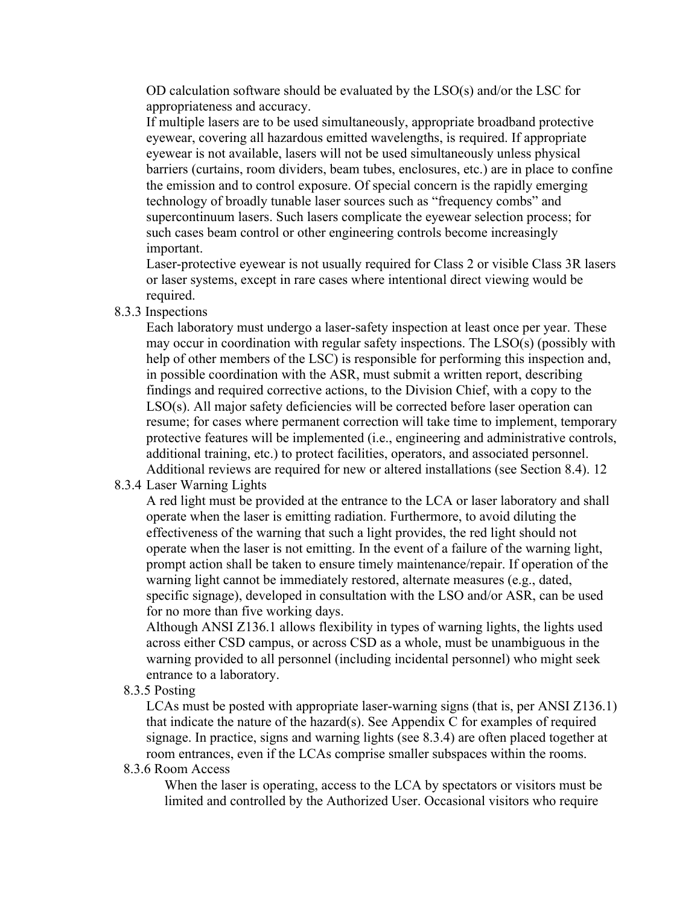OD calculation software should be evaluated by the LSO(s) and/or the LSC for appropriateness and accuracy.

If multiple lasers are to be used simultaneously, appropriate broadband protective eyewear, covering all hazardous emitted wavelengths, is required. If appropriate eyewear is not available, lasers will not be used simultaneously unless physical barriers (curtains, room dividers, beam tubes, enclosures, etc.) are in place to confine the emission and to control exposure. Of special concern is the rapidly emerging technology of broadly tunable laser sources such as "frequency combs" and supercontinuum lasers. Such lasers complicate the eyewear selection process; for such cases beam control or other engineering controls become increasingly important.

Laser-protective eyewear is not usually required for Class 2 or visible Class 3R lasers or laser systems, except in rare cases where intentional direct viewing would be required.

8.3.3 Inspections

Each laboratory must undergo a laser-safety inspection at least once per year. These may occur in coordination with regular safety inspections. The LSO(s) (possibly with help of other members of the LSC) is responsible for performing this inspection and, in possible coordination with the ASR, must submit a written report, describing findings and required corrective actions, to the Division Chief, with a copy to the LSO(s). All major safety deficiencies will be corrected before laser operation can resume; for cases where permanent correction will take time to implement, temporary protective features will be implemented (i.e., engineering and administrative controls, additional training, etc.) to protect facilities, operators, and associated personnel. Additional reviews are required for new or altered installations (see Section 8.4). 12

8.3.4 Laser Warning Lights

A red light must be provided at the entrance to the LCA or laser laboratory and shall operate when the laser is emitting radiation. Furthermore, to avoid diluting the effectiveness of the warning that such a light provides, the red light should not operate when the laser is not emitting. In the event of a failure of the warning light, prompt action shall be taken to ensure timely maintenance/repair. If operation of the warning light cannot be immediately restored, alternate measures (e.g., dated, specific signage), developed in consultation with the LSO and/or ASR, can be used for no more than five working days.

Although ANSI Z136.1 allows flexibility in types of warning lights, the lights used across either CSD campus, or across CSD as a whole, must be unambiguous in the warning provided to all personnel (including incidental personnel) who might seek entrance to a laboratory.

8.3.5 Posting

LCAs must be posted with appropriate laser-warning signs (that is, per ANSI Z136.1) that indicate the nature of the hazard(s). See Appendix C for examples of required signage. In practice, signs and warning lights (see 8.3.4) are often placed together at room entrances, even if the LCAs comprise smaller subspaces within the rooms.

8.3.6 Room Access

When the laser is operating, access to the LCA by spectators or visitors must be limited and controlled by the Authorized User. Occasional visitors who require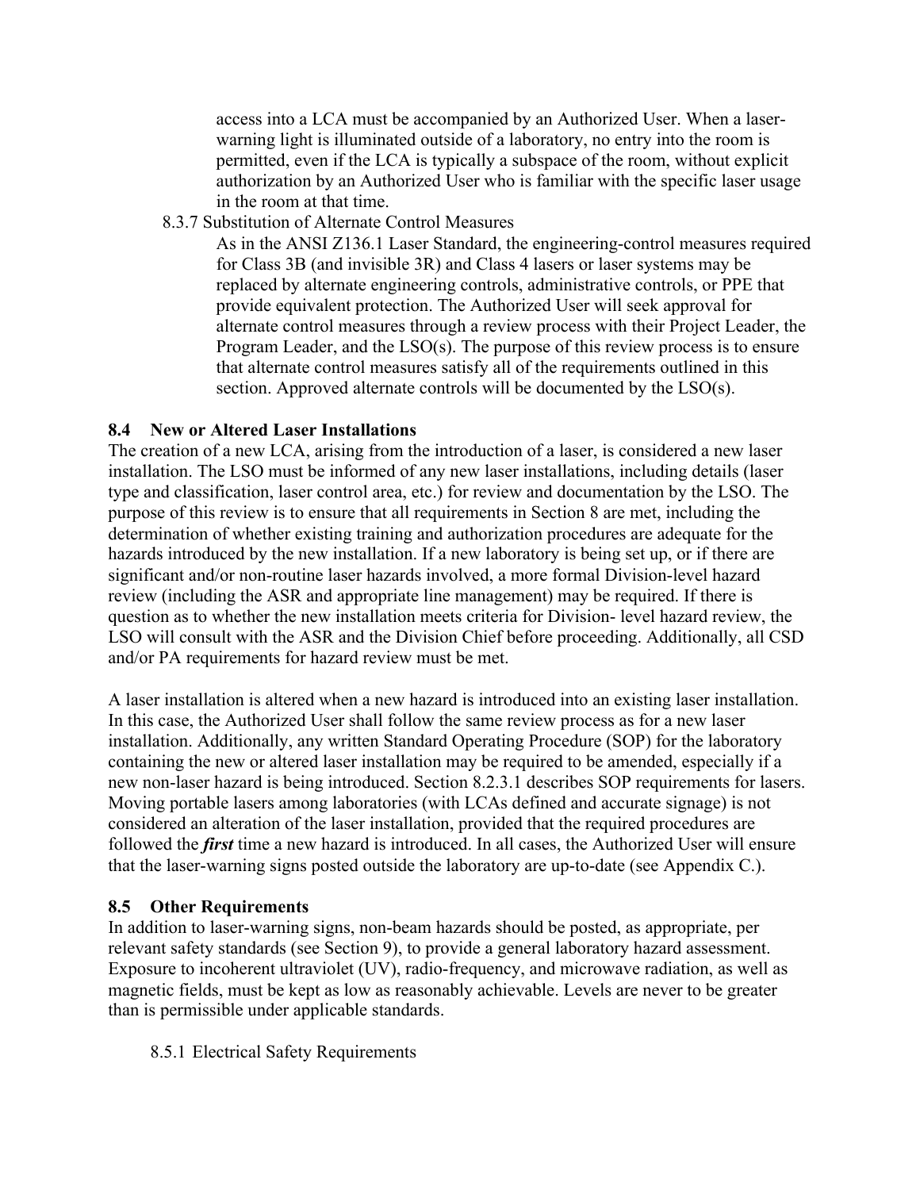access into a LCA must be accompanied by an Authorized User. When a laser-warning light is illuminated outside of a laboratory, no entry into the room is permitted, even if the LCA is typically a subspace of the room, without explicit authorization by an Authorized User who is familiar with the specific laser usage in the room at that time.

8.3.7 Substitution of Alternate Control Measures

As in the ANSI Z136.1 Laser Standard, the engineering-control measures required for Class 3B (and invisible 3R) and Class 4 lasers or laser systems may be replaced by alternate engineering controls, administrative controls, or PPE that provide equivalent protection. The Authorized User will seek approval for alternate control measures through a review process with their Project Leader, the Program Leader, and the LSO(s). The purpose of this review process is to ensure that alternate control measures satisfy all of the requirements outlined in this section. Approved alternate controls will be documented by the LSO(s).

## 8.4 New or Altered Laser Installations

The creation of a new LCA, arising from the introduction of a laser, is considered a new laser installation. The LSO must be informed of any new laser installations, including details (laser type and classification, laser control area, etc.) for review and documentation by the LSO. The purpose of this review is to ensure that all requirements in Section 8 are met, including the determination of whether existing training and authorization procedures are adequate for the hazards introduced by the new installation. If a new laboratory is being set up, or if there are significant and/or non-routine laser hazards involved, a more formal Division-level hazard review (including the ASR and appropriate line management) may be required. If there is question as to whether the new installation meets criteria for Division- level hazard review, the LSO will consult with the ASR and the Division Chief before proceeding. Additionally, all CSD and/or PA requirements for hazard review must be met.

A laser installation is altered when a new hazard is introduced into an existing laser installation. In this case, the Authorized User shall follow the same review process as for a new laser installation. Additionally, any written Standard Operating Procedure (SOP) for the laboratory containing the new or altered laser installation may be required to be amended, especially if a new non-laser hazard is being introduced. Section 8.2.3.1 describes SOP requirements for lasers. Moving portable lasers among laboratories (with LCAs defined and accurate signage) is not considered an alteration of the laser installation, provided that the required procedures are followed the ***first*** time a new hazard is introduced. In all cases, the Authorized User will ensure that the laser-warning signs posted outside the laboratory are up-to-date (see Appendix C.).

## 8.5 Other Requirements

In addition to laser-warning signs, non-beam hazards should be posted, as appropriate, per relevant safety standards (see Section 9), to provide a general laboratory hazard assessment. Exposure to incoherent ultraviolet (UV), radio-frequency, and microwave radiation, as well as magnetic fields, must be kept as low as reasonably achievable. Levels are never to be greater than is permissible under applicable standards.

8.5.1 Electrical Safety Requirements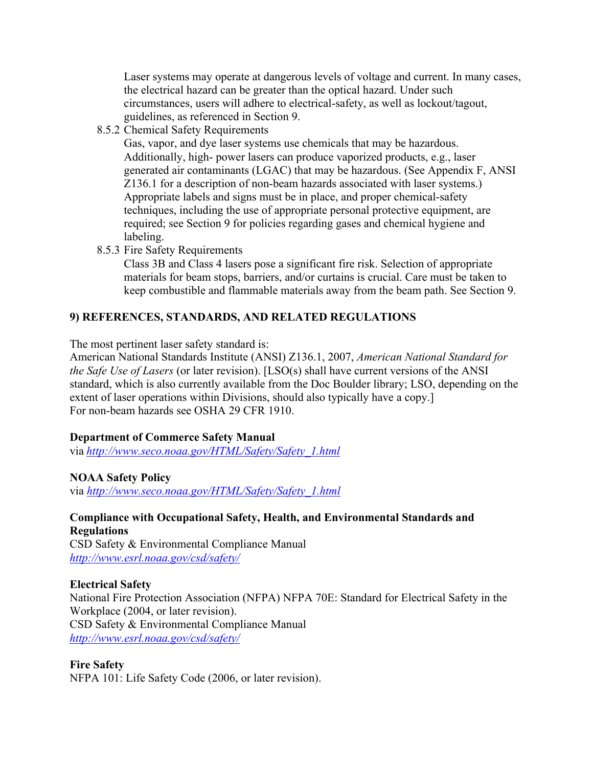Laser systems may operate at dangerous levels of voltage and current. In many cases, the electrical hazard can be greater than the optical hazard. Under such circumstances, users will adhere to electrical-safety, as well as lockout/tagout, guidelines, as referenced in Section 9.

8.5.2 Chemical Safety Requirements

Gas, vapor, and dye laser systems use chemicals that may be hazardous. Additionally, high- power lasers can produce vaporized products, e.g., laser generated air contaminants (LGAC) that may be hazardous. (See Appendix F, ANSI Z136.1 for a description of non-beam hazards associated with laser systems.) Appropriate labels and signs must be in place, and proper chemical-safety techniques, including the use of appropriate personal protective equipment, are required; see Section 9 for policies regarding gases and chemical hygiene and labeling.

8.5.3 Fire Safety Requirements

Class 3B and Class 4 lasers pose a significant fire risk. Selection of appropriate materials for beam stops, barriers, and/or curtains is crucial. Care must be taken to keep combustible and flammable materials away from the beam path. See Section 9.

## 9) REFERENCES, STANDARDS, AND RELATED REGULATIONS

The most pertinent laser safety standard is:
American National Standards Institute (ANSI) Z136.1, 2007, *American National Standard for the Safe Use of Lasers* (or later revision). [LSO(s) shall have current versions of the ANSI standard, which is also currently available from the Doc Boulder library; LSO, depending on the extent of laser operations within Divisions, should also typically have a copy.]
For non-beam hazards see OSHA 29 CFR 1910.

**Department of Commerce Safety Manual**
via http://www.seco.noaa.gov/HTML/Safety/Safety_1.html

**NOAA Safety Policy**
via http://www.seco.noaa.gov/HTML/Safety/Safety_1.html

**Compliance with Occupational Safety, Health, and Environmental Standards and Regulations**
CSD Safety & Environmental Compliance Manual
http://www.esrl.noaa.gov/csd/safety/

**Electrical Safety**
National Fire Protection Association (NFPA) NFPA 70E: Standard for Electrical Safety in the Workplace (2004, or later revision).
CSD Safety & Environmental Compliance Manual
http://www.esrl.noaa.gov/csd/safety/

**Fire Safety**
NFPA 101: Life Safety Code (2006, or later revision).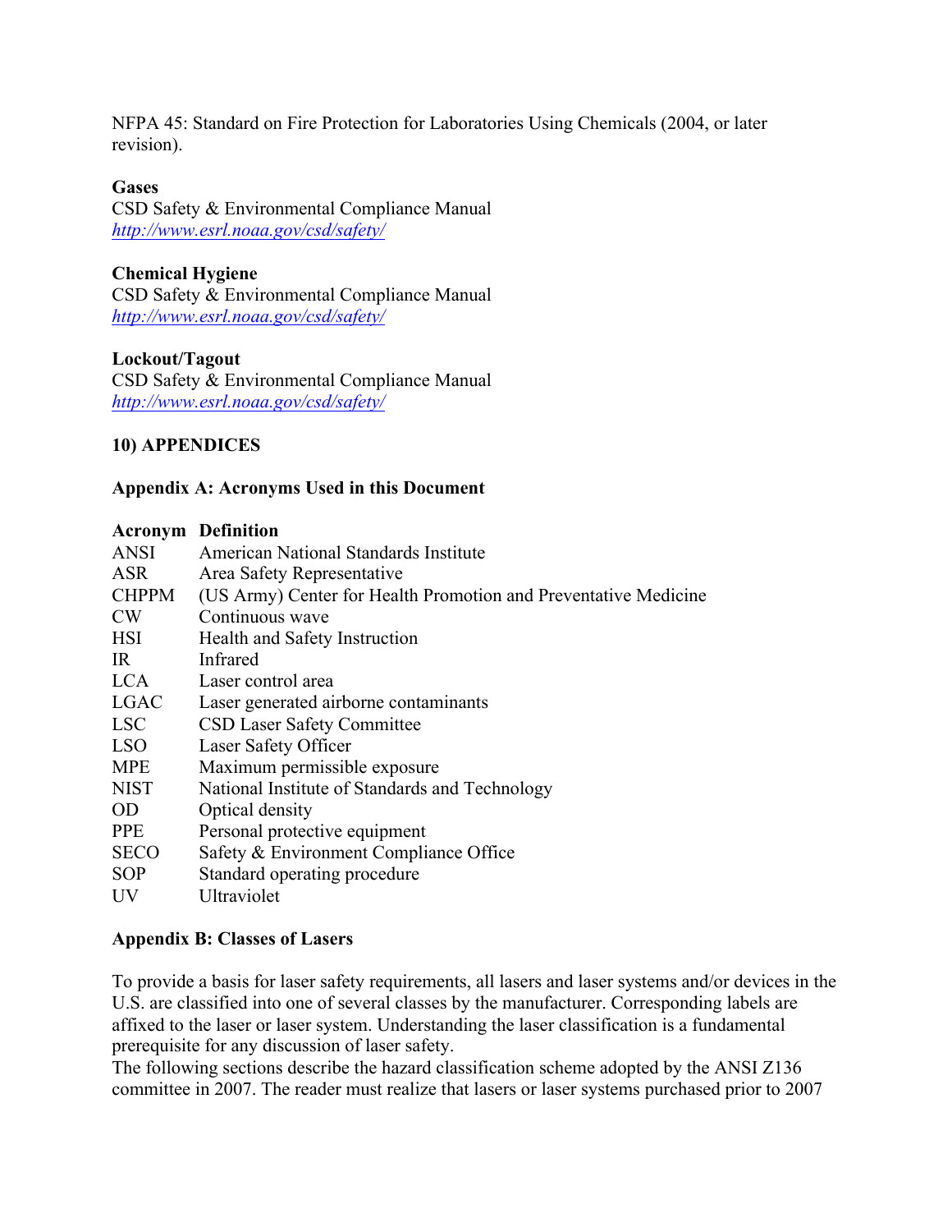NFPA 45: Standard on Fire Protection for Laboratories Using Chemicals (2004, or later revision).

**Gases**
CSD Safety & Environmental Compliance Manual
*http://www.esrl.noaa.gov/csd/safety/*

**Chemical Hygiene**
CSD Safety & Environmental Compliance Manual
*http://www.esrl.noaa.gov/csd/safety/*

**Lockout/Tagout**
CSD Safety & Environmental Compliance Manual
*http://www.esrl.noaa.gov/csd/safety/*

## 10) APPENDICES

### Appendix A: Acronyms Used in this Document

| Acronym | Definition |
|---|---|
| ANSI | American National Standards Institute |
| ASR | Area Safety Representative |
| CHPPM | (US Army) Center for Health Promotion and Preventative Medicine |
| CW | Continuous wave |
| HSI | Health and Safety Instruction |
| IR | Infrared |
| LCA | Laser control area |
| LGAC | Laser generated airborne contaminants |
| LSC | CSD Laser Safety Committee |
| LSO | Laser Safety Officer |
| MPE | Maximum permissible exposure |
| NIST | National Institute of Standards and Technology |
| OD | Optical density |
| PPE | Personal protective equipment |
| SECO | Safety & Environment Compliance Office |
| SOP | Standard operating procedure |
| UV | Ultraviolet |

### Appendix B: Classes of Lasers

To provide a basis for laser safety requirements, all lasers and laser systems and/or devices in the U.S. are classified into one of several classes by the manufacturer. Corresponding labels are affixed to the laser or laser system. Understanding the laser classification is a fundamental prerequisite for any discussion of laser safety.
The following sections describe the hazard classification scheme adopted by the ANSI Z136 committee in 2007. The reader must realize that lasers or laser systems purchased prior to 2007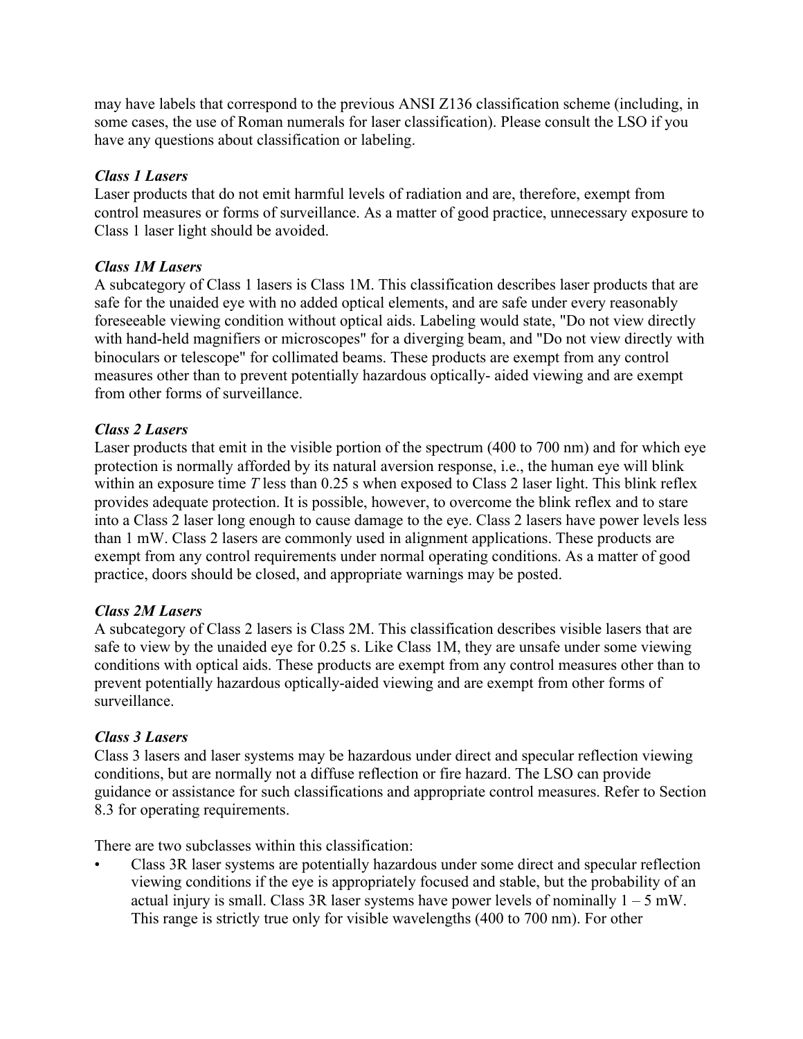may have labels that correspond to the previous ANSI Z136 classification scheme (including, in some cases, the use of Roman numerals for laser classification). Please consult the LSO if you have any questions about classification or labeling.

***Class 1 Lasers***
Laser products that do not emit harmful levels of radiation and are, therefore, exempt from control measures or forms of surveillance. As a matter of good practice, unnecessary exposure to Class 1 laser light should be avoided.

***Class 1M Lasers***
A subcategory of Class 1 lasers is Class 1M. This classification describes laser products that are safe for the unaided eye with no added optical elements, and are safe under every reasonably foreseeable viewing condition without optical aids. Labeling would state, "Do not view directly with hand-held magnifiers or microscopes" for a diverging beam, and "Do not view directly with binoculars or telescope" for collimated beams. These products are exempt from any control measures other than to prevent potentially hazardous optically- aided viewing and are exempt from other forms of surveillance.

***Class 2 Lasers***
Laser products that emit in the visible portion of the spectrum (400 to 700 nm) and for which eye protection is normally afforded by its natural aversion response, i.e., the human eye will blink within an exposure time $T$ less than 0.25 s when exposed to Class 2 laser light. This blink reflex provides adequate protection. It is possible, however, to overcome the blink reflex and to stare into a Class 2 laser long enough to cause damage to the eye. Class 2 lasers have power levels less than 1 mW. Class 2 lasers are commonly used in alignment applications. These products are exempt from any control requirements under normal operating conditions. As a matter of good practice, doors should be closed, and appropriate warnings may be posted.

***Class 2M Lasers***
A subcategory of Class 2 lasers is Class 2M. This classification describes visible lasers that are safe to view by the unaided eye for 0.25 s. Like Class 1M, they are unsafe under some viewing conditions with optical aids. These products are exempt from any control measures other than to prevent potentially hazardous optically-aided viewing and are exempt from other forms of surveillance.

***Class 3 Lasers***
Class 3 lasers and laser systems may be hazardous under direct and specular reflection viewing conditions, but are normally not a diffuse reflection or fire hazard. The LSO can provide guidance or assistance for such classifications and appropriate control measures. Refer to Section 8.3 for operating requirements.

There are two subclasses within this classification:

- Class 3R laser systems are potentially hazardous under some direct and specular reflection viewing conditions if the eye is appropriately focused and stable, but the probability of an actual injury is small. Class 3R laser systems have power levels of nominally 1 – 5 mW. This range is strictly true only for visible wavelengths (400 to 700 nm). For other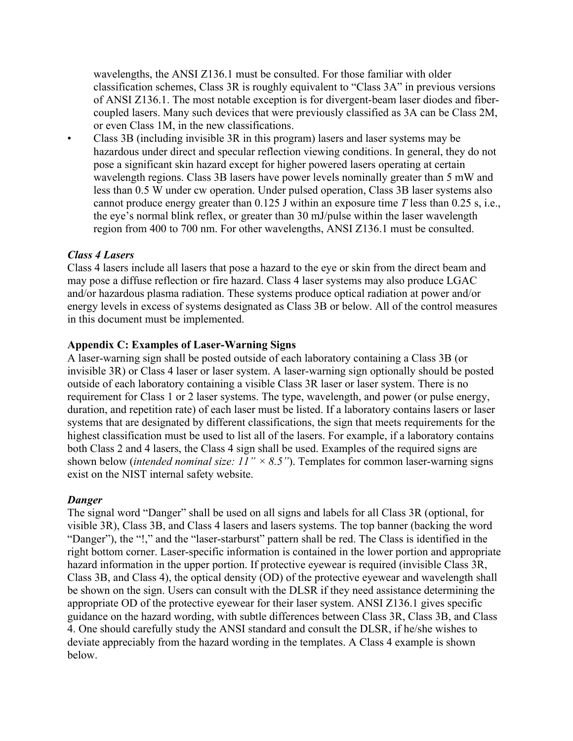wavelengths, the ANSI Z136.1 must be consulted. For those familiar with older classification schemes, Class 3R is roughly equivalent to "Class 3A" in previous versions of ANSI Z136.1. The most notable exception is for divergent-beam laser diodes and fiber-coupled lasers. Many such devices that were previously classified as 3A can be Class 2M, or even Class 1M, in the new classifications.

- Class 3B (including invisible 3R in this program) lasers and laser systems may be hazardous under direct and specular reflection viewing conditions. In general, they do not pose a significant skin hazard except for higher powered lasers operating at certain wavelength regions. Class 3B lasers have power levels nominally greater than 5 mW and less than 0.5 W under cw operation. Under pulsed operation, Class 3B laser systems also cannot produce energy greater than 0.125 J within an exposure time $T$ less than 0.25 s, i.e., the eye's normal blink reflex, or greater than 30 mJ/pulse within the laser wavelength region from 400 to 700 nm. For other wavelengths, ANSI Z136.1 must be consulted.

### *Class 4 Lasers*

Class 4 lasers include all lasers that pose a hazard to the eye or skin from the direct beam and may pose a diffuse reflection or fire hazard. Class 4 laser systems may also produce LGAC and/or hazardous plasma radiation. These systems produce optical radiation at power and/or energy levels in excess of systems designated as Class 3B or below. All of the control measures in this document must be implemented.

## Appendix C: Examples of Laser-Warning Signs

A laser-warning sign shall be posted outside of each laboratory containing a Class 3B (or invisible 3R) or Class 4 laser or laser system. A laser-warning sign optionally should be posted outside of each laboratory containing a visible Class 3R laser or laser system. There is no requirement for Class 1 or 2 laser systems. The type, wavelength, and power (or pulse energy, duration, and repetition rate) of each laser must be listed. If a laboratory contains lasers or laser systems that are designated by different classifications, the sign that meets requirements for the highest classification must be used to list all of the lasers. For example, if a laboratory contains both Class 2 and 4 lasers, the Class 4 sign shall be used. Examples of the required signs are shown below (*intended nominal size: 11" × 8.5"*). Templates for common laser-warning signs exist on the NIST internal safety website.

### *Danger*

The signal word "Danger" shall be used on all signs and labels for all Class 3R (optional, for visible 3R), Class 3B, and Class 4 lasers and lasers systems. The top banner (backing the word "Danger"), the "!," and the "laser-starburst" pattern shall be red. The Class is identified in the right bottom corner. Laser-specific information is contained in the lower portion and appropriate hazard information in the upper portion. If protective eyewear is required (invisible Class 3R, Class 3B, and Class 4), the optical density (OD) of the protective eyewear and wavelength shall be shown on the sign. Users can consult with the DLSR if they need assistance determining the appropriate OD of the protective eyewear for their laser system. ANSI Z136.1 gives specific guidance on the hazard wording, with subtle differences between Class 3R, Class 3B, and Class 4. One should carefully study the ANSI standard and consult the DLSR, if he/she wishes to deviate appreciably from the hazard wording in the templates. A Class 4 example is shown below.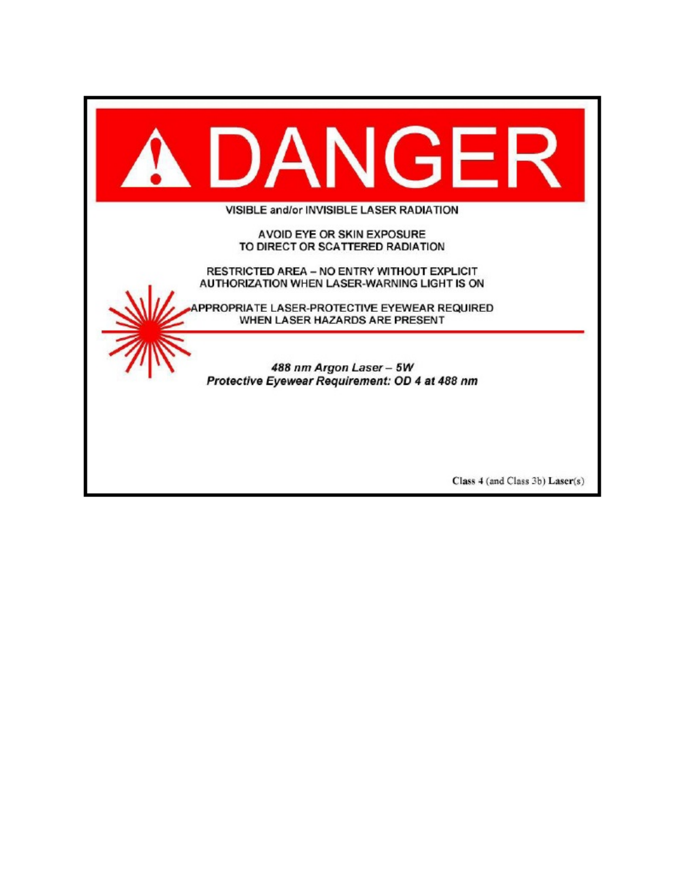# DANGER

VISIBLE and/or INVISIBLE LASER RADIATION

AVOID EYE OR SKIN EXPOSURE
TO DIRECT OR SCATTERED RADIATION

RESTRICTED AREA – NO ENTRY WITHOUT EXPLICIT
AUTHORIZATION WHEN LASER-WARNING LIGHT IS ON

APPROPRIATE LASER-PROTECTIVE EYEWEAR REQUIRED
WHEN LASER HAZARDS ARE PRESENT

***488 nm Argon Laser – 5W***
***Protective Eyewear Requirement: OD 4 at 488 nm***

**Class 4** (and Class 3b) **Laser**(s)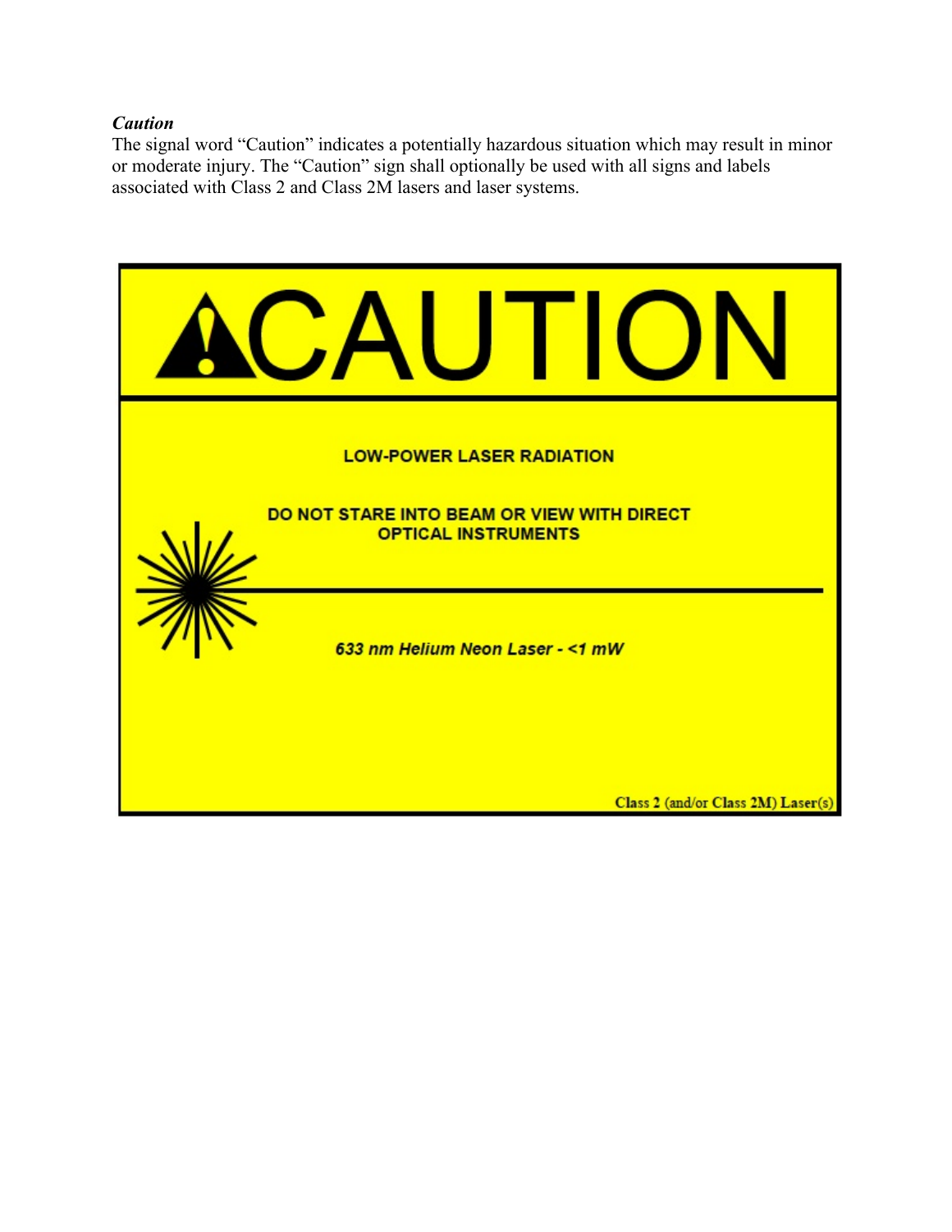***Caution***

The signal word "Caution" indicates a potentially hazardous situation which may result in minor or moderate injury. The "Caution" sign shall optionally be used with all signs and labels associated with Class 2 and Class 2M lasers and laser systems.

**CAUTION**

**LOW-POWER LASER RADIATION**

**DO NOT STARE INTO BEAM OR VIEW WITH DIRECT OPTICAL INSTRUMENTS**

***633 nm Helium Neon Laser - <1 mW***

Class 2 (and/or Class 2M) Laser(s)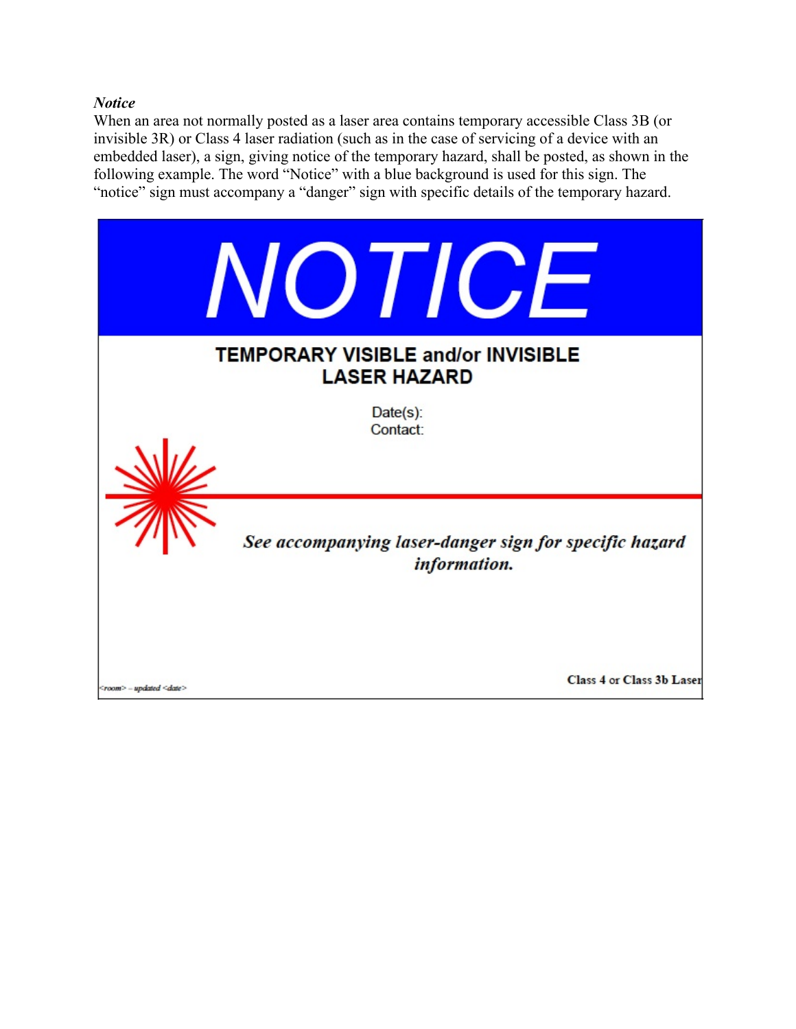***Notice***

When an area not normally posted as a laser area contains temporary accessible Class 3B (or invisible 3R) or Class 4 laser radiation (such as in the case of servicing of a device with an embedded laser), a sign, giving notice of the temporary hazard, shall be posted, as shown in the following example. The word "Notice" with a blue background is used for this sign. The "notice" sign must accompany a "danger" sign with specific details of the temporary hazard.

NOTICE

**TEMPORARY VISIBLE and/or INVISIBLE LASER HAZARD**

Date(s):

Contact:

***See accompanying laser-danger sign for specific hazard information.***

*<room> – updated <date>*

**Class 4 or Class 3b Laser**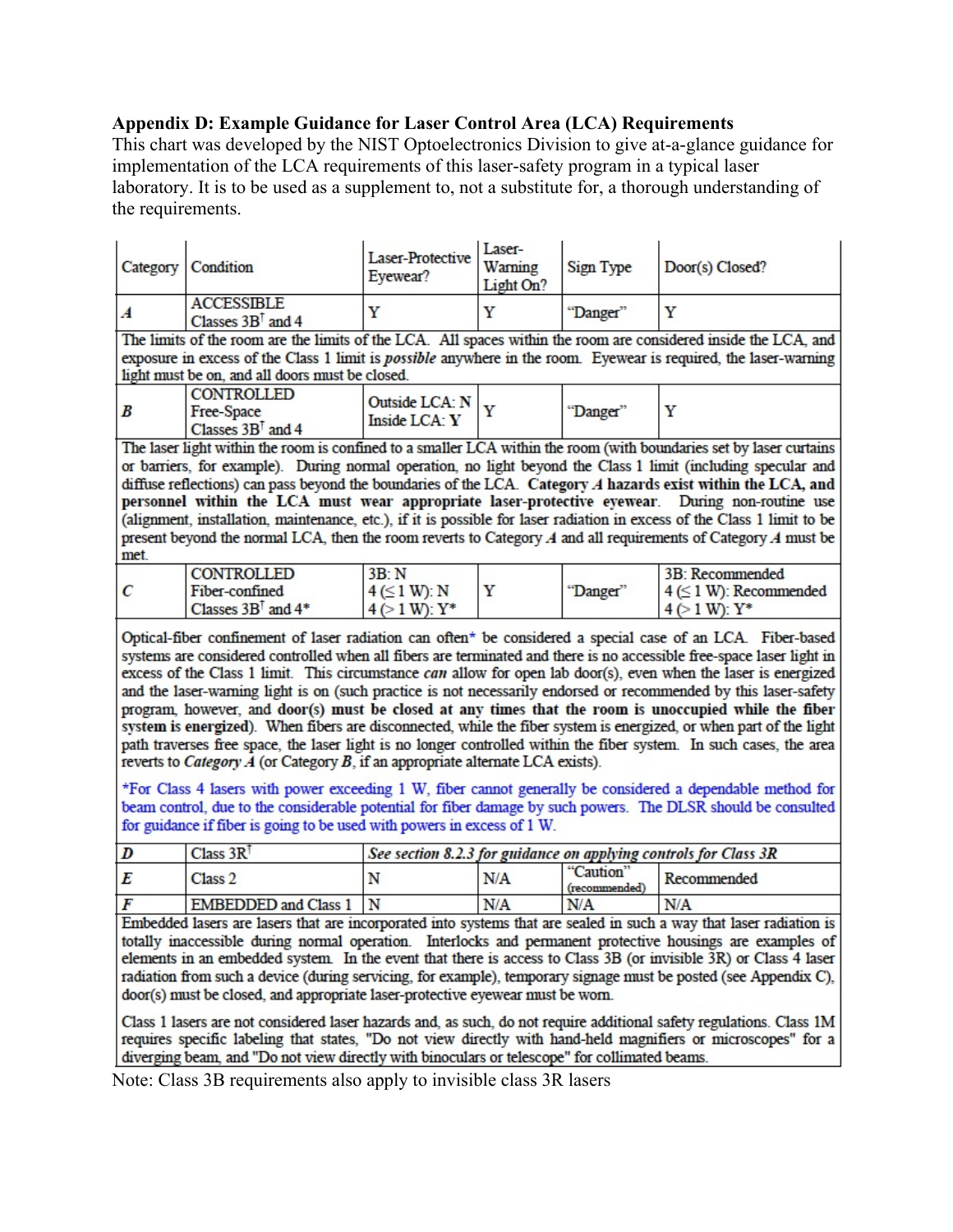**Appendix D: Example Guidance for Laser Control Area (LCA) Requirements**

This chart was developed by the NIST Optoelectronics Division to give at-a-glance guidance for implementation of the LCA requirements of this laser-safety program in a typical laser laboratory. It is to be used as a supplement to, not a substitute for, a thorough understanding of the requirements.

| Category | Condition | Laser-Protective Eyewear? | Laser-Warning Light On? | Sign Type | Door(s) Closed? |
|---|---|---|---|---|---|
| *A* | ACCESSIBLE Classes 3B† and 4 | Y | Y | "Danger" | Y |
| The limits of the room are the limits of the LCA. All spaces within the room are considered inside the LCA, and exposure in excess of the Class 1 limit is *possible* anywhere in the room. Eyewear is required, the laser-warning light must be on, and all doors must be closed. | | | | | |
| ***B*** | CONTROLLED Free-Space Classes 3B† and 4 | Outside LCA: N Inside LCA: **Y** | Y | "Danger" | Y |
| The laser light within the room is confined to a smaller LCA within the room (with boundaries set by laser curtains or barriers, for example). During normal operation, no light beyond the Class 1 limit (including specular and diffuse reflections) can pass beyond the boundaries of the LCA. **Category *A* hazards exist within the LCA, and personnel within the LCA must wear appropriate laser-protective eyewear.** During non-routine use (alignment, installation, maintenance, etc.), if it is possible for laser radiation in excess of the Class 1 limit to be present beyond the normal LCA, then the room reverts to Category *A* and all requirements of Category *A* must be met. | | | | | |
| *C* | CONTROLLED Fiber-confined Classes 3B† and 4* | 3B: N<br>4 (≤ 1 W): N<br>4 (> 1 W): Y* | Y | "Danger" | 3B: Recommended<br>4 (≤ 1 W): Recommended<br>4 (> 1 W): Y* |
| Optical-fiber confinement of laser radiation can often* be considered a special case of an LCA. Fiber-based systems are considered controlled when all fibers are terminated and there is no accessible free-space laser light in excess of the Class 1 limit. This circumstance ***can*** allow for open lab door(s), even when the laser is energized and the laser-warning light is on (such practice is not necessarily endorsed or recommended by this laser-safety program, however, and **door(s) must be closed at any times that the room is unoccupied while the fiber system is energized**). When fibers are disconnected, while the fiber system is energized, or when part of the light path traverses free space, the laser light is no longer controlled within the fiber system. In such cases, the area reverts to ***Category A*** (or Category ***B***, if an appropriate alternate LCA exists).<br><br>*For Class 4 lasers with power exceeding 1 W, fiber cannot generally be considered a dependable method for beam control, due to the considerable potential for fiber damage by such powers. The DLSR should be consulted for guidance if fiber is going to be used with powers in excess of 1 W. | | | | | |
| ***D*** | Class 3R† | *See section 8.2.3 for guidance on applying controls for Class 3R* | | | |
| ***E*** | Class 2 | N | N/A | "Caution" (recommended) | Recommended |
| ***F*** | EMBEDDED and Class 1 | N | N/A | N/A | N/A |
| Embedded lasers are lasers that are incorporated into systems that are sealed in such a way that laser radiation is totally inaccessible during normal operation. Interlocks and permanent protective housings are examples of elements in an embedded system. In the event that there is access to Class 3B (or invisible 3R) or Class 4 laser radiation from such a device (during servicing, for example), temporary signage must be posted (see Appendix C), door(s) must be closed, and appropriate laser-protective eyewear must be worn.<br><br>Class 1 lasers are not considered laser hazards and, as such, do not require additional safety regulations. Class 1M requires specific labeling that states, "Do not view directly with hand-held magnifiers or microscopes" for a diverging beam, and "Do not view directly with binoculars or telescope" for collimated beams. | | | | | |

Note: Class 3B requirements also apply to invisible class 3R lasers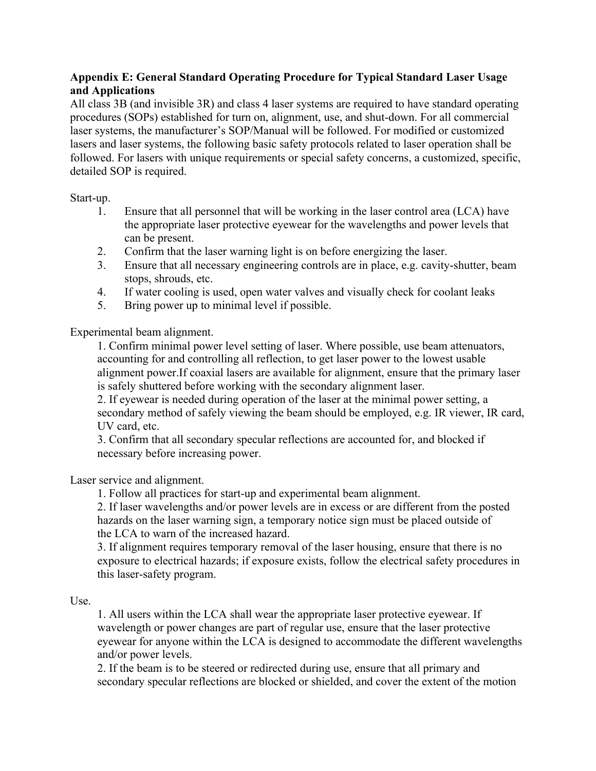**Appendix E: General Standard Operating Procedure for Typical Standard Laser Usage and Applications**

All class 3B (and invisible 3R) and class 4 laser systems are required to have standard operating procedures (SOPs) established for turn on, alignment, use, and shut-down. For all commercial laser systems, the manufacturer's SOP/Manual will be followed. For modified or customized lasers and laser systems, the following basic safety protocols related to laser operation shall be followed. For lasers with unique requirements or special safety concerns, a customized, specific, detailed SOP is required.

Start-up.

1. Ensure that all personnel that will be working in the laser control area (LCA) have the appropriate laser protective eyewear for the wavelengths and power levels that can be present.
2. Confirm that the laser warning light is on before energizing the laser.
3. Ensure that all necessary engineering controls are in place, e.g. cavity-shutter, beam stops, shrouds, etc.
4. If water cooling is used, open water valves and visually check for coolant leaks
5. Bring power up to minimal level if possible.

Experimental beam alignment.

1. Confirm minimal power level setting of laser. Where possible, use beam attenuators, accounting for and controlling all reflection, to get laser power to the lowest usable alignment power.If coaxial lasers are available for alignment, ensure that the primary laser is safely shuttered before working with the secondary alignment laser.
2. If eyewear is needed during operation of the laser at the minimal power setting, a secondary method of safely viewing the beam should be employed, e.g. IR viewer, IR card, UV card, etc.
3. Confirm that all secondary specular reflections are accounted for, and blocked if necessary before increasing power.

Laser service and alignment.

1. Follow all practices for start-up and experimental beam alignment.
2. If laser wavelengths and/or power levels are in excess or are different from the posted hazards on the laser warning sign, a temporary notice sign must be placed outside of the LCA to warn of the increased hazard.
3. If alignment requires temporary removal of the laser housing, ensure that there is no exposure to electrical hazards; if exposure exists, follow the electrical safety procedures in this laser-safety program.

Use.

1. All users within the LCA shall wear the appropriate laser protective eyewear. If wavelength or power changes are part of regular use, ensure that the laser protective eyewear for anyone within the LCA is designed to accommodate the different wavelengths and/or power levels.
2. If the beam is to be steered or redirected during use, ensure that all primary and secondary specular reflections are blocked or shielded, and cover the extent of the motion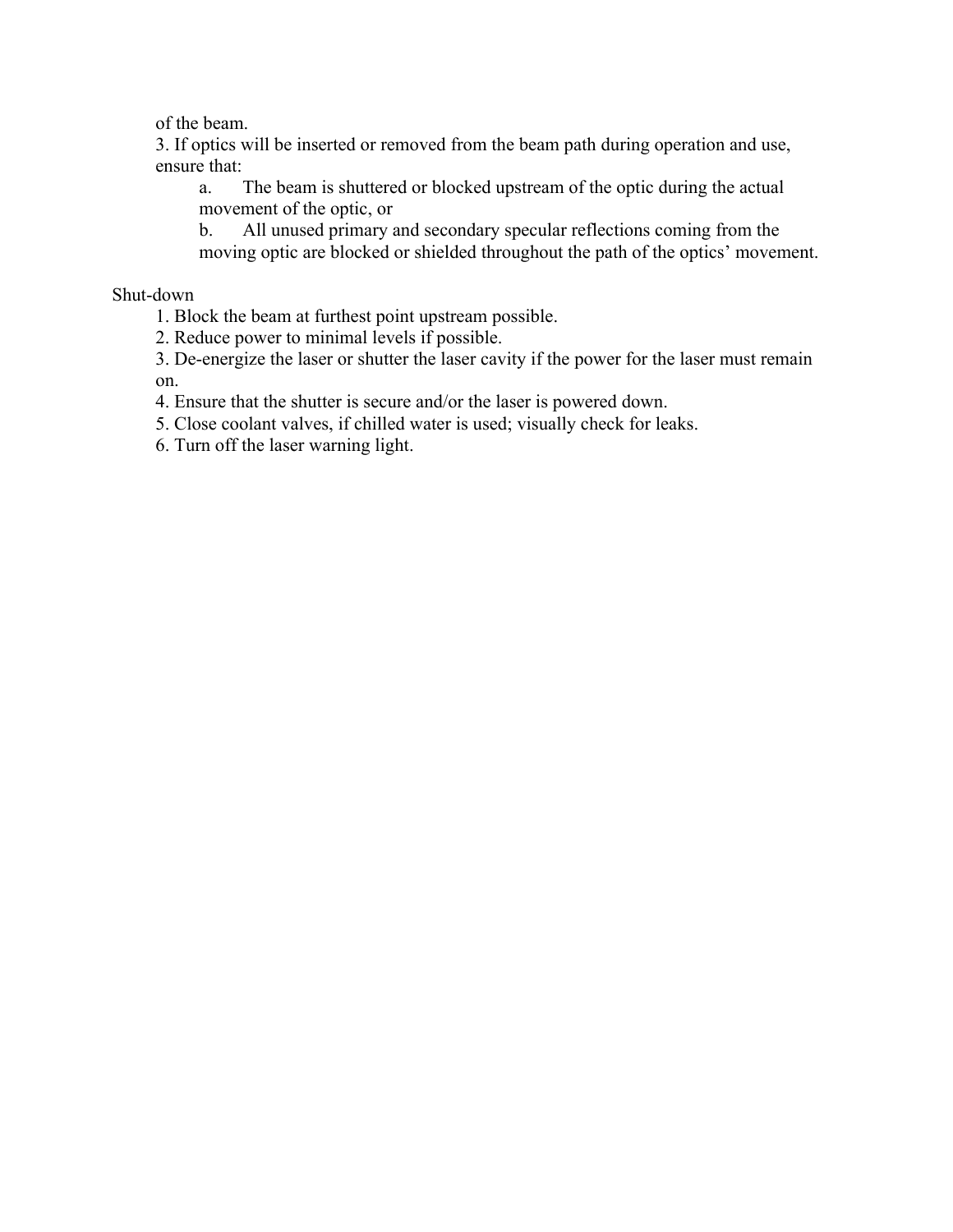of the beam.

3. If optics will be inserted or removed from the beam path during operation and use, ensure that:
    a. The beam is shuttered or blocked upstream of the optic during the actual movement of the optic, or
    b. All unused primary and secondary specular reflections coming from the moving optic are blocked or shielded throughout the path of the optics' movement.

Shut-down

1. Block the beam at furthest point upstream possible.
2. Reduce power to minimal levels if possible.
3. De-energize the laser or shutter the laser cavity if the power for the laser must remain on.
4. Ensure that the shutter is secure and/or the laser is powered down.
5. Close coolant valves, if chilled water is used; visually check for leaks.
6. Turn off the laser warning light.